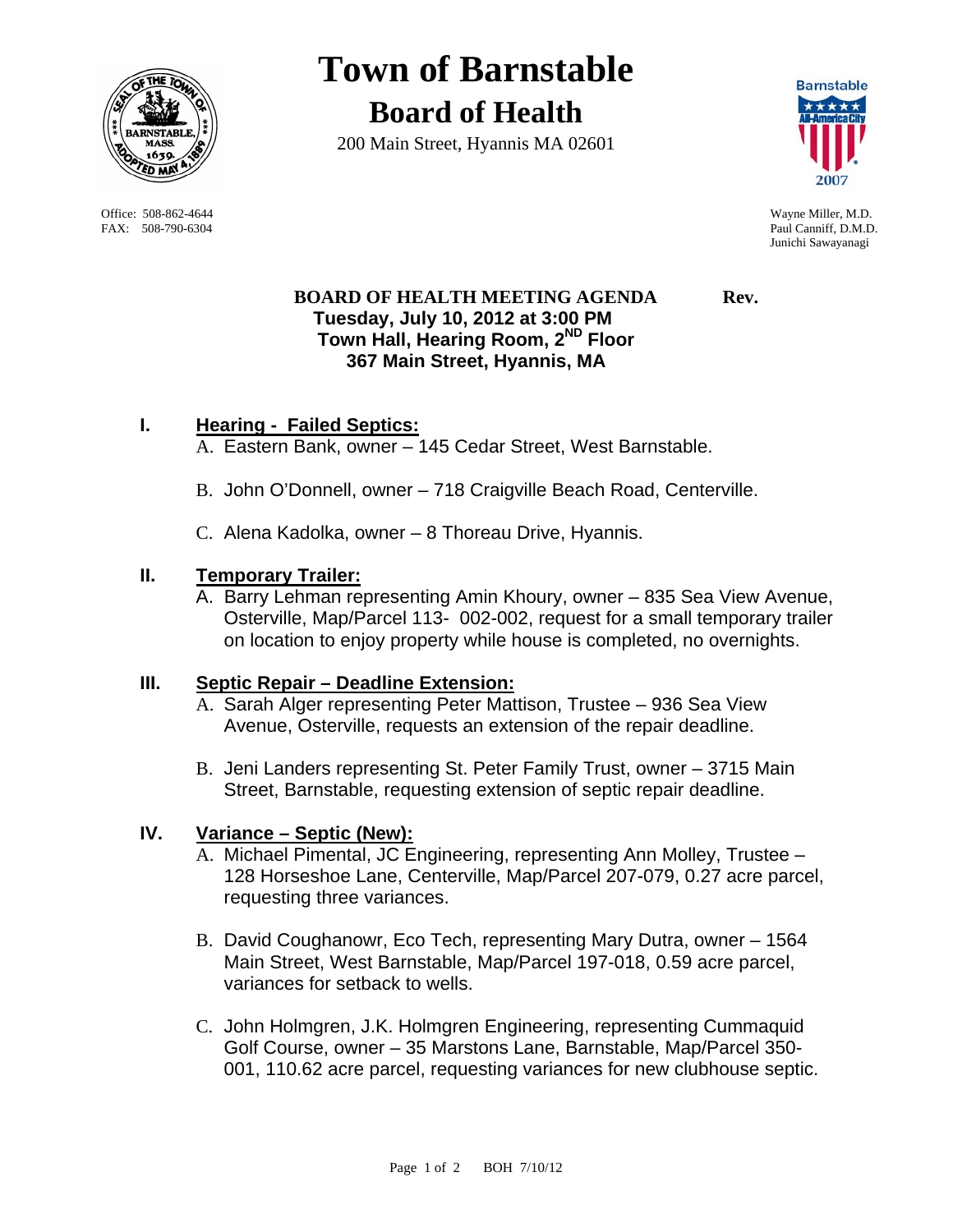# Town of Barnstable

## Board of Health

200 Main Street, Hyannis MA 02601

Office: 508-862-4644
FAX: 508-790-6304

Wayne Miller, M.D.
Paul Canniff, D.M.D.
Junichi Sawayanagi

**BOARD OF HEALTH MEETING AGENDA** **Rev.**
**Tuesday, July 10, 2012 at 3:00 PM**
**Town Hall, Hearing Room, 2ND Floor**
**367 Main Street, Hyannis, MA**

**I. Hearing - Failed Septics:**

A. Eastern Bank, owner – 145 Cedar Street, West Barnstable.

B. John O'Donnell, owner – 718 Craigville Beach Road, Centerville.

C. Alena Kadolka, owner – 8 Thoreau Drive, Hyannis.

**II. Temporary Trailer:**

A. Barry Lehman representing Amin Khoury, owner – 835 Sea View Avenue, Osterville, Map/Parcel 113- 002-002, request for a small temporary trailer on location to enjoy property while house is completed, no overnights.

**III. Septic Repair – Deadline Extension:**

A. Sarah Alger representing Peter Mattison, Trustee – 936 Sea View Avenue, Osterville, requests an extension of the repair deadline.

B. Jeni Landers representing St. Peter Family Trust, owner – 3715 Main Street, Barnstable, requesting extension of septic repair deadline.

**IV. Variance – Septic (New):**

A. Michael Pimental, JC Engineering, representing Ann Molley, Trustee – 128 Horseshoe Lane, Centerville, Map/Parcel 207-079, 0.27 acre parcel, requesting three variances.

B. David Coughanowr, Eco Tech, representing Mary Dutra, owner – 1564 Main Street, West Barnstable, Map/Parcel 197-018, 0.59 acre parcel, variances for setback to wells.

C. John Holmgren, J.K. Holmgren Engineering, representing Cummaquid Golf Course, owner – 35 Marstons Lane, Barnstable, Map/Parcel 350-001, 110.62 acre parcel, requesting variances for new clubhouse septic.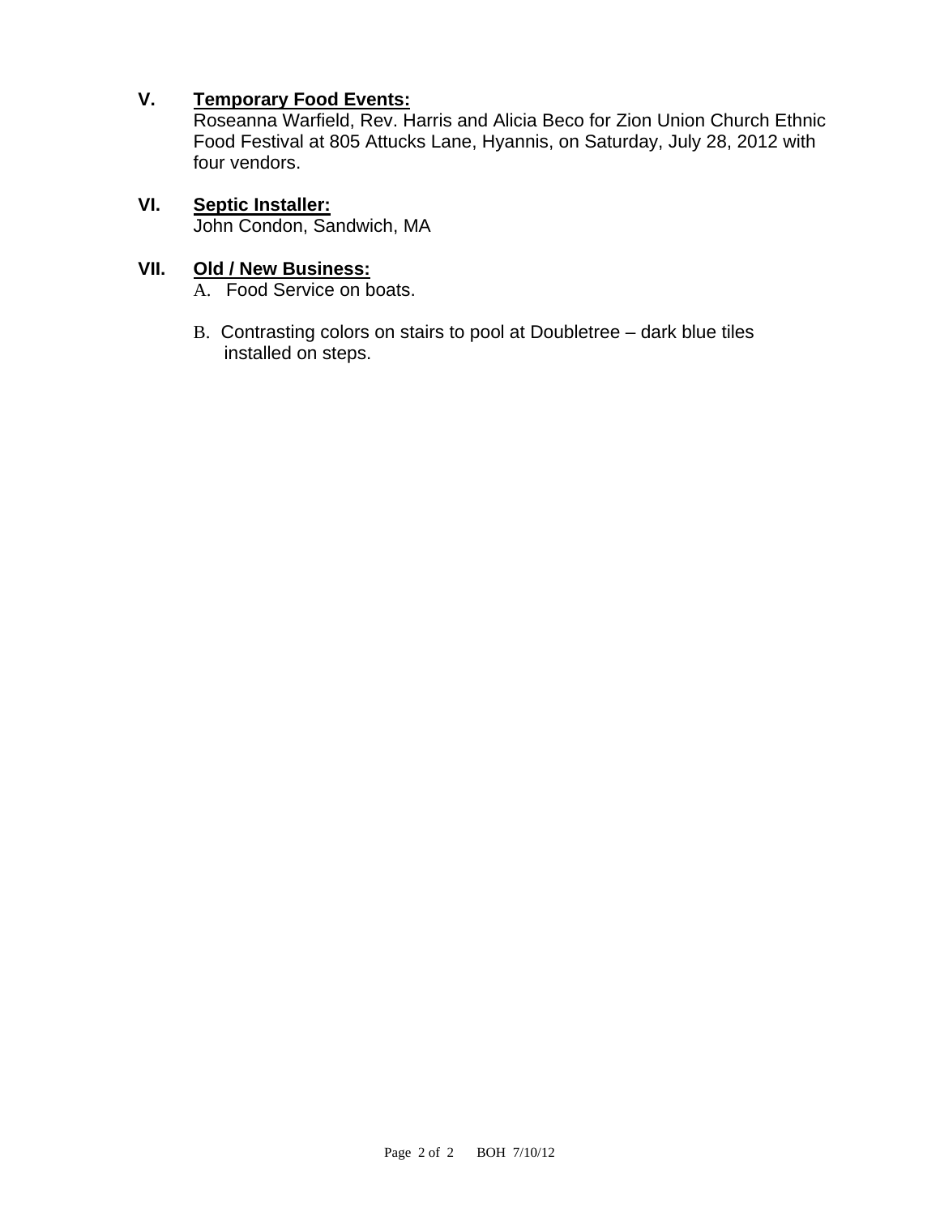## V. Temporary Food Events:

Roseanna Warfield, Rev. Harris and Alicia Beco for Zion Union Church Ethnic Food Festival at 805 Attucks Lane, Hyannis, on Saturday, July 28, 2012 with four vendors.

## VI. Septic Installer:

John Condon, Sandwich, MA

## VII. Old / New Business:

A. Food Service on boats.

B. Contrasting colors on stairs to pool at Doubletree – dark blue tiles installed on steps.